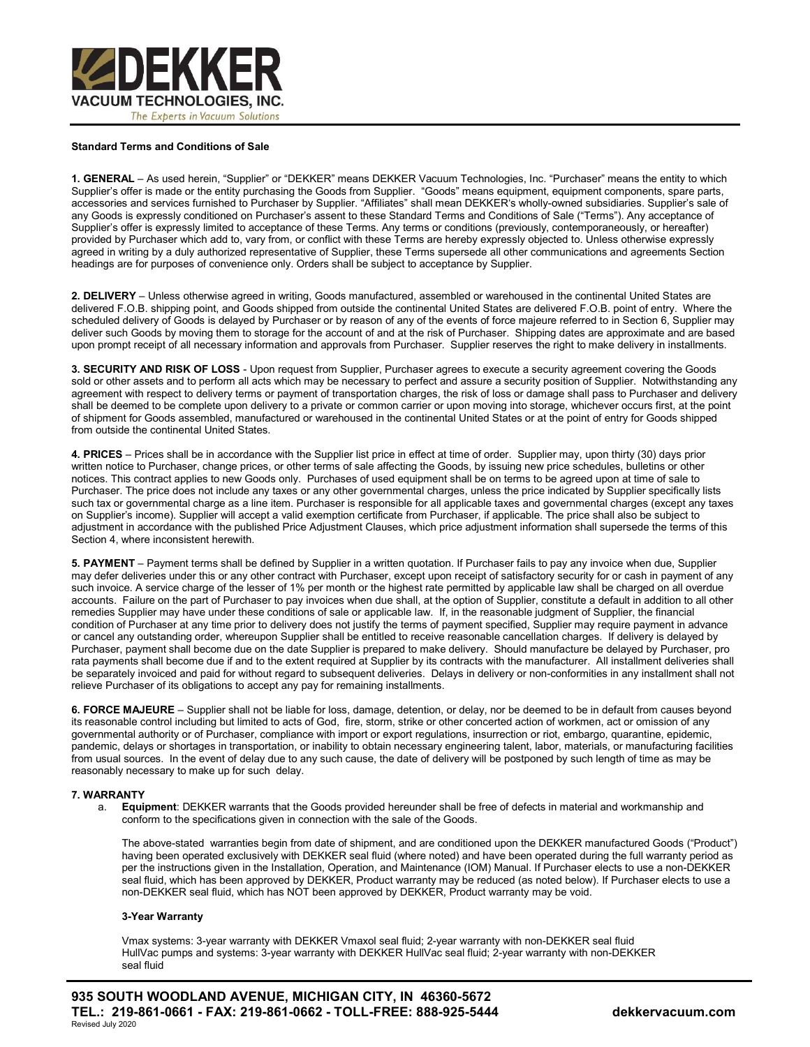## Standard Terms and Conditions of Sale

**1. GENERAL** – As used herein, "Supplier" or "DEKKER" means DEKKER Vacuum Technologies, Inc. "Purchaser" means the entity to which Supplier's offer is made or the entity purchasing the Goods from Supplier. "Goods" means equipment, equipment components, spare parts, accessories and services furnished to Purchaser by Supplier. "Affiliates" shall mean DEKKER's wholly-owned subsidiaries. Supplier's sale of any Goods is expressly conditioned on Purchaser's assent to these Standard Terms and Conditions of Sale ("Terms"). Any acceptance of Supplier's offer is expressly limited to acceptance of these Terms. Any terms or conditions (previously, contemporaneously, or hereafter) provided by Purchaser which add to, vary from, or conflict with these Terms are hereby expressly objected to. Unless otherwise expressly agreed in writing by a duly authorized representative of Supplier, these Terms supersede all other communications and agreements Section headings are for purposes of convenience only. Orders shall be subject to acceptance by Supplier.

**2. DELIVERY** – Unless otherwise agreed in writing, Goods manufactured, assembled or warehoused in the continental United States are delivered F.O.B. shipping point, and Goods shipped from outside the continental United States are delivered F.O.B. point of entry. Where the scheduled delivery of Goods is delayed by Purchaser or by reason of any of the events of force majeure referred to in Section 6, Supplier may deliver such Goods by moving them to storage for the account of and at the risk of Purchaser. Shipping dates are approximate and are based upon prompt receipt of all necessary information and approvals from Purchaser. Supplier reserves the right to make delivery in installments.

**3. SECURITY AND RISK OF LOSS** - Upon request from Supplier, Purchaser agrees to execute a security agreement covering the Goods sold or other assets and to perform all acts which may be necessary to perfect and assure a security position of Supplier. Notwithstanding any agreement with respect to delivery terms or payment of transportation charges, the risk of loss or damage shall pass to Purchaser and delivery shall be deemed to be complete upon delivery to a private or common carrier or upon moving into storage, whichever occurs first, at the point of shipment for Goods assembled, manufactured or warehoused in the continental United States or at the point of entry for Goods shipped from outside the continental United States.

**4. PRICES** – Prices shall be in accordance with the Supplier list price in effect at time of order. Supplier may, upon thirty (30) days prior written notice to Purchaser, change prices, or other terms of sale affecting the Goods, by issuing new price schedules, bulletins or other notices. This contract applies to new Goods only. Purchases of used equipment shall be on terms to be agreed upon at time of sale to Purchaser. The price does not include any taxes or any other governmental charges, unless the price indicated by Supplier specifically lists such tax or governmental charge as a line item. Purchaser is responsible for all applicable taxes and governmental charges (except any taxes on Supplier's income). Supplier will accept a valid exemption certificate from Purchaser, if applicable. The price shall also be subject to adjustment in accordance with the published Price Adjustment Clauses, which price adjustment information shall supersede the terms of this Section 4, where inconsistent herewith.

**5. PAYMENT** – Payment terms shall be defined by Supplier in a written quotation. If Purchaser fails to pay any invoice when due, Supplier may defer deliveries under this or any other contract with Purchaser, except upon receipt of satisfactory security for or cash in payment of any such invoice. A service charge of the lesser of 1% per month or the highest rate permitted by applicable law shall be charged on all overdue accounts. Failure on the part of Purchaser to pay invoices when due shall, at the option of Supplier, constitute a default in addition to all other remedies Supplier may have under these conditions of sale or applicable law. If, in the reasonable judgment of Supplier, the financial condition of Purchaser at any time prior to delivery does not justify the terms of payment specified, Supplier may require payment in advance or cancel any outstanding order, whereupon Supplier shall be entitled to receive reasonable cancellation charges. If delivery is delayed by Purchaser, payment shall become due on the date Supplier is prepared to make delivery. Should manufacture be delayed by Purchaser, pro rata payments shall become due if and to the extent required at Supplier by its contracts with the manufacturer. All installment deliveries shall be separately invoiced and paid for without regard to subsequent deliveries. Delays in delivery or non-conformities in any installment shall not relieve Purchaser of its obligations to accept any pay for remaining installments.

**6. FORCE MAJEURE** – Supplier shall not be liable for loss, damage, detention, or delay, nor be deemed to be in default from causes beyond its reasonable control including but limited to acts of God, fire, storm, strike or other concerted action of workmen, act or omission of any governmental authority or of Purchaser, compliance with import or export regulations, insurrection or riot, embargo, quarantine, epidemic, pandemic, delays or shortages in transportation, or inability to obtain necessary engineering talent, labor, materials, or manufacturing facilities from usual sources. In the event of delay due to any such cause, the date of delivery will be postponed by such length of time as may be reasonably necessary to make up for such delay.

**7. WARRANTY**

a. **Equipment**: DEKKER warrants that the Goods provided hereunder shall be free of defects in material and workmanship and conform to the specifications given in connection with the sale of the Goods.

The above-stated warranties begin from date of shipment, and are conditioned upon the DEKKER manufactured Goods ("Product") having been operated exclusively with DEKKER seal fluid (where noted) and have been operated during the full warranty period as per the instructions given in the Installation, Operation, and Maintenance (IOM) Manual. If Purchaser elects to use a non-DEKKER seal fluid, which has been approved by DEKKER, Product warranty may be reduced (as noted below). If Purchaser elects to use a non-DEKKER seal fluid, which has NOT been approved by DEKKER, Product warranty may be void.

**3-Year Warranty**

Vmax systems: 3-year warranty with DEKKER Vmaxol seal fluid; 2-year warranty with non-DEKKER seal fluid
HullVac pumps and systems: 3-year warranty with DEKKER HullVac seal fluid; 2-year warranty with non-DEKKER seal fluid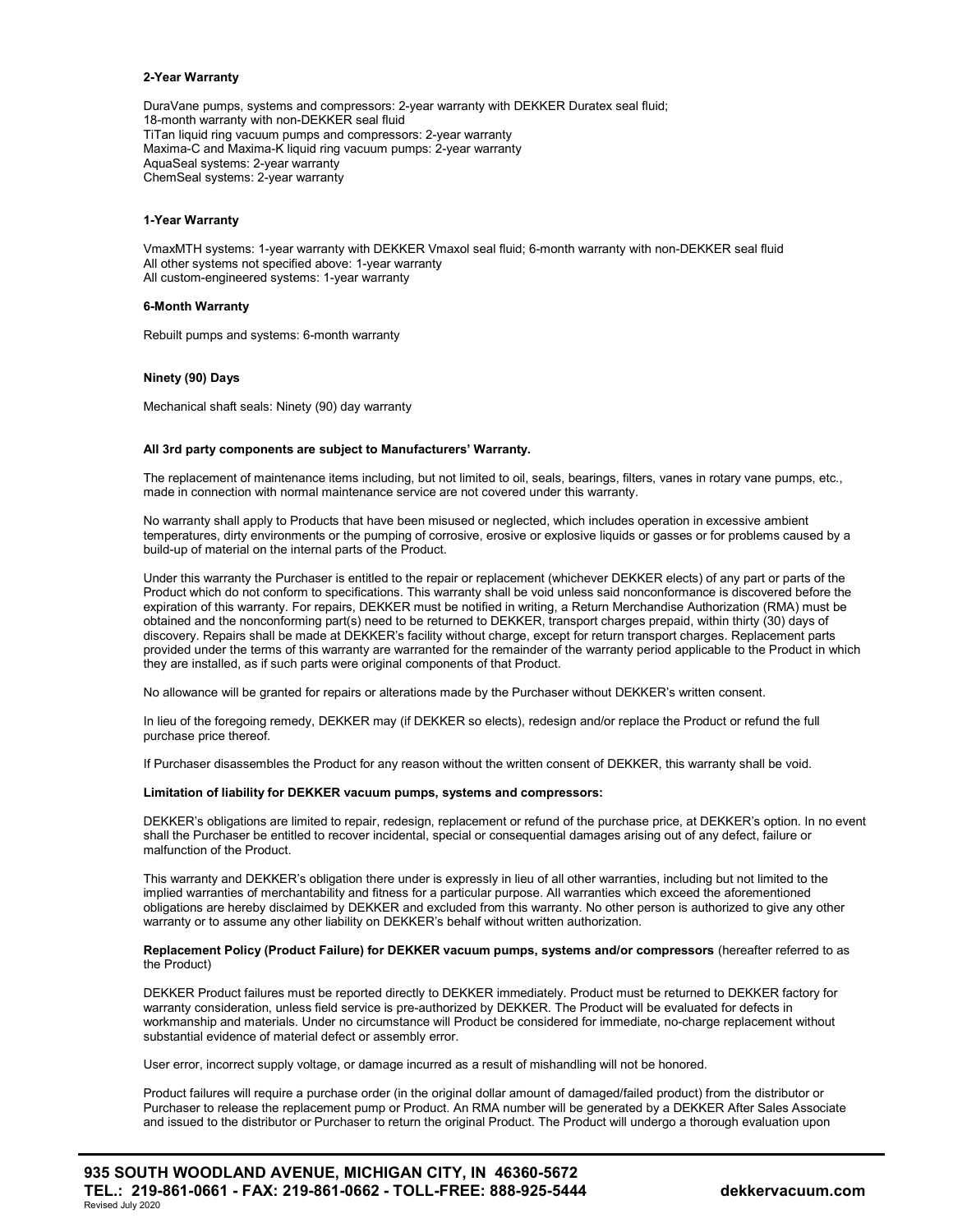**2-Year Warranty**

DuraVane pumps, systems and compressors: 2-year warranty with DEKKER Duratex seal fluid;
18-month warranty with non-DEKKER seal fluid
TiTan liquid ring vacuum pumps and compressors: 2-year warranty
Maxima-C and Maxima-K liquid ring vacuum pumps: 2-year warranty
AquaSeal systems: 2-year warranty
ChemSeal systems: 2-year warranty

**1-Year Warranty**

VmaxMTH systems: 1-year warranty with DEKKER Vmaxol seal fluid; 6-month warranty with non-DEKKER seal fluid
All other systems not specified above: 1-year warranty
All custom-engineered systems: 1-year warranty

**6-Month Warranty**

Rebuilt pumps and systems: 6-month warranty

**Ninety (90) Days**

Mechanical shaft seals: Ninety (90) day warranty

**All 3rd party components are subject to Manufacturers' Warranty.**

The replacement of maintenance items including, but not limited to oil, seals, bearings, filters, vanes in rotary vane pumps, etc., made in connection with normal maintenance service are not covered under this warranty.

No warranty shall apply to Products that have been misused or neglected, which includes operation in excessive ambient temperatures, dirty environments or the pumping of corrosive, erosive or explosive liquids or gasses or for problems caused by a build-up of material on the internal parts of the Product.

Under this warranty the Purchaser is entitled to the repair or replacement (whichever DEKKER elects) of any part or parts of the Product which do not conform to specifications. This warranty shall be void unless said nonconformance is discovered before the expiration of this warranty. For repairs, DEKKER must be notified in writing, a Return Merchandise Authorization (RMA) must be obtained and the nonconforming part(s) need to be returned to DEKKER, transport charges prepaid, within thirty (30) days of discovery. Repairs shall be made at DEKKER's facility without charge, except for return transport charges. Replacement parts provided under the terms of this warranty are warranted for the remainder of the warranty period applicable to the Product in which they are installed, as if such parts were original components of that Product.

No allowance will be granted for repairs or alterations made by the Purchaser without DEKKER's written consent.

In lieu of the foregoing remedy, DEKKER may (if DEKKER so elects), redesign and/or replace the Product or refund the full purchase price thereof.

If Purchaser disassembles the Product for any reason without the written consent of DEKKER, this warranty shall be void.

**Limitation of liability for DEKKER vacuum pumps, systems and compressors:**

DEKKER's obligations are limited to repair, redesign, replacement or refund of the purchase price, at DEKKER's option. In no event shall the Purchaser be entitled to recover incidental, special or consequential damages arising out of any defect, failure or malfunction of the Product.

This warranty and DEKKER's obligation there under is expressly in lieu of all other warranties, including but not limited to the implied warranties of merchantability and fitness for a particular purpose. All warranties which exceed the aforementioned obligations are hereby disclaimed by DEKKER and excluded from this warranty. No other person is authorized to give any other warranty or to assume any other liability on DEKKER's behalf without written authorization.

**Replacement Policy (Product Failure) for DEKKER vacuum pumps, systems and/or compressors** (hereafter referred to as the Product)

DEKKER Product failures must be reported directly to DEKKER immediately. Product must be returned to DEKKER factory for warranty consideration, unless field service is pre-authorized by DEKKER. The Product will be evaluated for defects in workmanship and materials. Under no circumstance will Product be considered for immediate, no-charge replacement without substantial evidence of material defect or assembly error.

User error, incorrect supply voltage, or damage incurred as a result of mishandling will not be honored.

Product failures will require a purchase order (in the original dollar amount of damaged/failed product) from the distributor or Purchaser to release the replacement pump or Product. An RMA number will be generated by a DEKKER After Sales Associate and issued to the distributor or Purchaser to return the original Product. The Product will undergo a thorough evaluation upon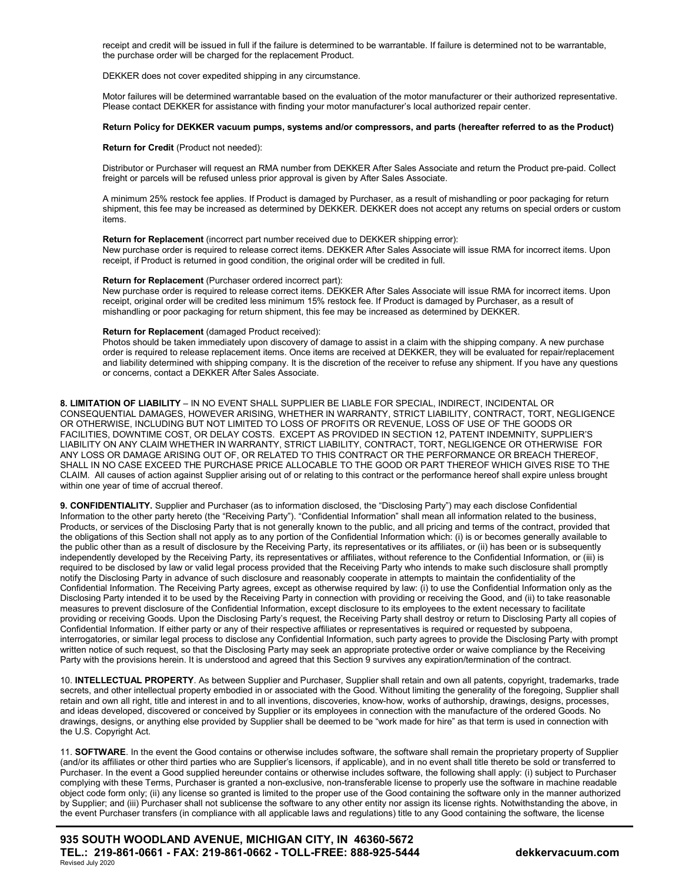receipt and credit will be issued in full if the failure is determined to be warrantable. If failure is determined not to be warrantable, the purchase order will be charged for the replacement Product.

DEKKER does not cover expedited shipping in any circumstance.

Motor failures will be determined warrantable based on the evaluation of the motor manufacturer or their authorized representative. Please contact DEKKER for assistance with finding your motor manufacturer's local authorized repair center.

**Return Policy for DEKKER vacuum pumps, systems and/or compressors, and parts (hereafter referred to as the Product)**

**Return for Credit** (Product not needed):

Distributor or Purchaser will request an RMA number from DEKKER After Sales Associate and return the Product pre-paid. Collect freight or parcels will be refused unless prior approval is given by After Sales Associate.

A minimum 25% restock fee applies. If Product is damaged by Purchaser, as a result of mishandling or poor packaging for return shipment, this fee may be increased as determined by DEKKER. DEKKER does not accept any returns on special orders or custom items.

**Return for Replacement** (incorrect part number received due to DEKKER shipping error):
New purchase order is required to release correct items. DEKKER After Sales Associate will issue RMA for incorrect items. Upon receipt, if Product is returned in good condition, the original order will be credited in full.

**Return for Replacement** (Purchaser ordered incorrect part):
New purchase order is required to release correct items. DEKKER After Sales Associate will issue RMA for incorrect items. Upon receipt, original order will be credited less minimum 15% restock fee. If Product is damaged by Purchaser, as a result of mishandling or poor packaging for return shipment, this fee may be increased as determined by DEKKER.

**Return for Replacement** (damaged Product received):
Photos should be taken immediately upon discovery of damage to assist in a claim with the shipping company. A new purchase order is required to release replacement items. Once items are received at DEKKER, they will be evaluated for repair/replacement and liability determined with shipping company. It is the discretion of the receiver to refuse any shipment. If you have any questions or concerns, contact a DEKKER After Sales Associate.

**8. LIMITATION OF LIABILITY** – IN NO EVENT SHALL SUPPLIER BE LIABLE FOR SPECIAL, INDIRECT, INCIDENTAL OR CONSEQUENTIAL DAMAGES, HOWEVER ARISING, WHETHER IN WARRANTY, STRICT LIABILITY, CONTRACT, TORT, NEGLIGENCE OR OTHERWISE, INCLUDING BUT NOT LIMITED TO LOSS OF PROFITS OR REVENUE, LOSS OF USE OF THE GOODS OR FACILITIES, DOWNTIME COST, OR DELAY COSTS. EXCEPT AS PROVIDED IN SECTION 12, PATENT INDEMNITY, SUPPLIER'S LIABILITY ON ANY CLAIM WHETHER IN WARRANTY, STRICT LIABILITY, CONTRACT, TORT, NEGLIGENCE OR OTHERWISE FOR ANY LOSS OR DAMAGE ARISING OUT OF, OR RELATED TO THIS CONTRACT OR THE PERFORMANCE OR BREACH THEREOF, SHALL IN NO CASE EXCEED THE PURCHASE PRICE ALLOCABLE TO THE GOOD OR PART THEREOF WHICH GIVES RISE TO THE CLAIM. All causes of action against Supplier arising out of or relating to this contract or the performance hereof shall expire unless brought within one year of time of accrual thereof.

**9. CONFIDENTIALITY.** Supplier and Purchaser (as to information disclosed, the "Disclosing Party") may each disclose Confidential Information to the other party hereto (the "Receiving Party"). "Confidential Information" shall mean all information related to the business, Products, or services of the Disclosing Party that is not generally known to the public, and all pricing and terms of the contract, provided that the obligations of this Section shall not apply as to any portion of the Confidential Information which: (i) is or becomes generally available to the public other than as a result of disclosure by the Receiving Party, its representatives or its affiliates, or (ii) has been or is subsequently independently developed by the Receiving Party, its representatives or affiliates, without reference to the Confidential Information, or (iii) is required to be disclosed by law or valid legal process provided that the Receiving Party who intends to make such disclosure shall promptly notify the Disclosing Party in advance of such disclosure and reasonably cooperate in attempts to maintain the confidentiality of the Confidential Information. The Receiving Party agrees, except as otherwise required by law: (i) to use the Confidential Information only as the Disclosing Party intended it to be used by the Receiving Party in connection with providing or receiving the Good, and (ii) to take reasonable measures to prevent disclosure of the Confidential Information, except disclosure to its employees to the extent necessary to facilitate providing or receiving Goods. Upon the Disclosing Party's request, the Receiving Party shall destroy or return to Disclosing Party all copies of Confidential Information. If either party or any of their respective affiliates or representatives is required or requested by subpoena, interrogatories, or similar legal process to disclose any Confidential Information, such party agrees to provide the Disclosing Party with prompt written notice of such request, so that the Disclosing Party may seek an appropriate protective order or waive compliance by the Receiving Party with the provisions herein. It is understood and agreed that this Section 9 survives any expiration/termination of the contract.

10. **INTELLECTUAL PROPERTY**. As between Supplier and Purchaser, Supplier shall retain and own all patents, copyright, trademarks, trade secrets, and other intellectual property embodied in or associated with the Good. Without limiting the generality of the foregoing, Supplier shall retain and own all right, title and interest in and to all inventions, discoveries, know-how, works of authorship, drawings, designs, processes, and ideas developed, discovered or conceived by Supplier or its employees in connection with the manufacture of the ordered Goods. No drawings, designs, or anything else provided by Supplier shall be deemed to be "work made for hire" as that term is used in connection with the U.S. Copyright Act.

11. **SOFTWARE**. In the event the Good contains or otherwise includes software, the software shall remain the proprietary property of Supplier (and/or its affiliates or other third parties who are Supplier's licensors, if applicable), and in no event shall title thereto be sold or transferred to Purchaser. In the event a Good supplied hereunder contains or otherwise includes software, the following shall apply: (i) subject to Purchaser complying with these Terms, Purchaser is granted a non-exclusive, non-transferable license to properly use the software in machine readable object code form only; (ii) any license so granted is limited to the proper use of the Good containing the software only in the manner authorized by Supplier; and (iii) Purchaser shall not sublicense the software to any other entity nor assign its license rights. Notwithstanding the above, in the event Purchaser transfers (in compliance with all applicable laws and regulations) title to any Good containing the software, the license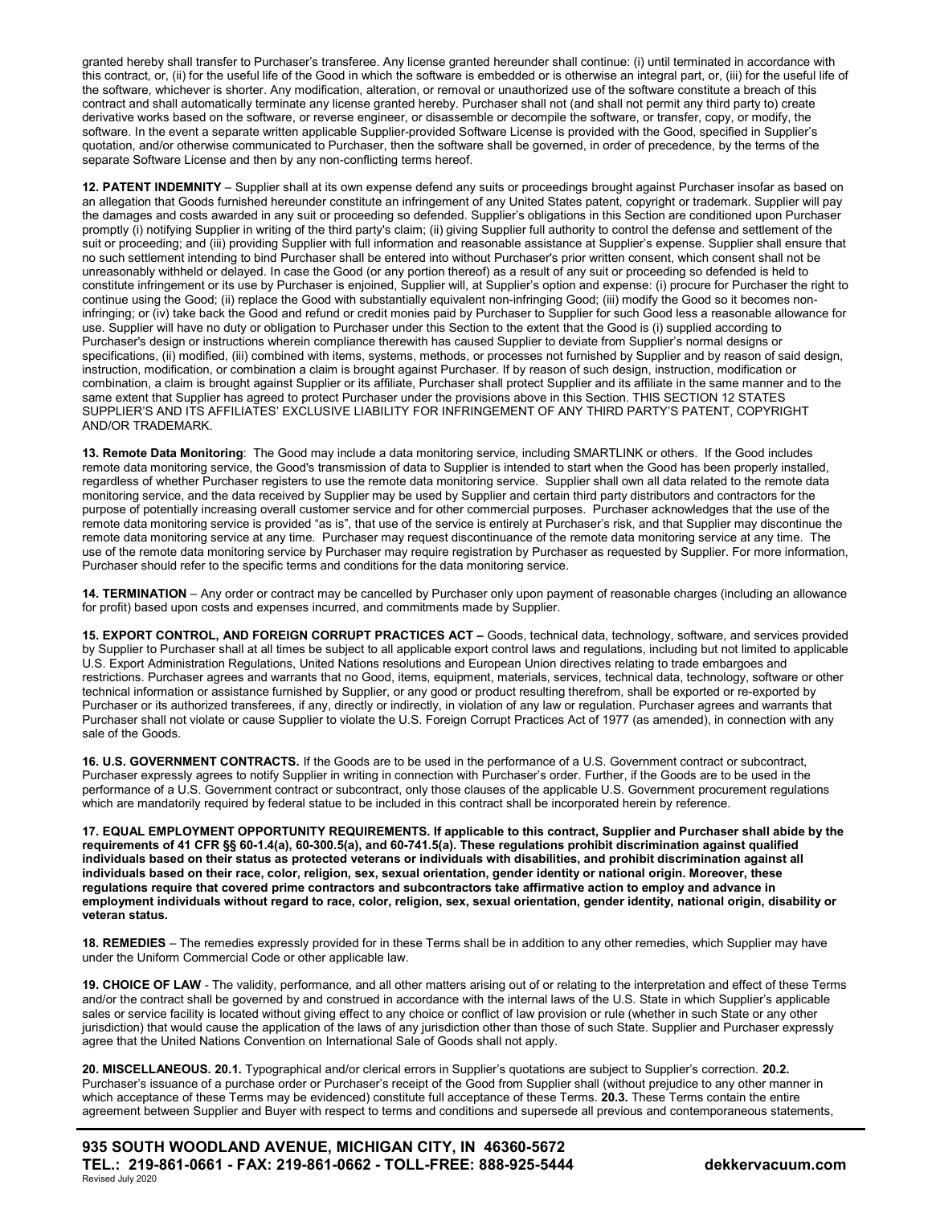granted hereby shall transfer to Purchaser's transferee. Any license granted hereunder shall continue: (i) until terminated in accordance with this contract, or, (ii) for the useful life of the Good in which the software is embedded or is otherwise an integral part, or, (iii) for the useful life of the software, whichever is shorter. Any modification, alteration, or removal or unauthorized use of the software constitute a breach of this contract and shall automatically terminate any license granted hereby. Purchaser shall not (and shall not permit any third party to) create derivative works based on the software, or reverse engineer, or disassemble or decompile the software, or transfer, copy, or modify, the software. In the event a separate written applicable Supplier-provided Software License is provided with the Good, specified in Supplier's quotation, and/or otherwise communicated to Purchaser, then the software shall be governed, in order of precedence, by the terms of the separate Software License and then by any non-conflicting terms hereof.

**12. PATENT INDEMNITY** – Supplier shall at its own expense defend any suits or proceedings brought against Purchaser insofar as based on an allegation that Goods furnished hereunder constitute an infringement of any United States patent, copyright or trademark. Supplier will pay the damages and costs awarded in any suit or proceeding so defended. Supplier's obligations in this Section are conditioned upon Purchaser promptly (i) notifying Supplier in writing of the third party's claim; (ii) giving Supplier full authority to control the defense and settlement of the suit or proceeding; and (iii) providing Supplier with full information and reasonable assistance at Supplier's expense. Supplier shall ensure that no such settlement intending to bind Purchaser shall be entered into without Purchaser's prior written consent, which consent shall not be unreasonably withheld or delayed. In case the Good (or any portion thereof) as a result of any suit or proceeding so defended is held to constitute infringement or its use by Purchaser is enjoined, Supplier will, at Supplier's option and expense: (i) procure for Purchaser the right to continue using the Good; (ii) replace the Good with substantially equivalent non-infringing Good; (iii) modify the Good so it becomes non-infringing; or (iv) take back the Good and refund or credit monies paid by Purchaser to Supplier for such Good less a reasonable allowance for use. Supplier will have no duty or obligation to Purchaser under this Section to the extent that the Good is (i) supplied according to Purchaser's design or instructions wherein compliance therewith has caused Supplier to deviate from Supplier's normal designs or specifications, (ii) modified, (iii) combined with items, systems, methods, or processes not furnished by Supplier and by reason of said design, instruction, modification, or combination a claim is brought against Purchaser. If by reason of such design, instruction, modification or combination, a claim is brought against Supplier or its affiliate, Purchaser shall protect Supplier and its affiliate in the same manner and to the same extent that Supplier has agreed to protect Purchaser under the provisions above in this Section. THIS SECTION 12 STATES SUPPLIER'S AND ITS AFFILIATES' EXCLUSIVE LIABILITY FOR INFRINGEMENT OF ANY THIRD PARTY'S PATENT, COPYRIGHT AND/OR TRADEMARK.

**13. Remote Data Monitoring**: The Good may include a data monitoring service, including SMARTLINK or others. If the Good includes remote data monitoring service, the Good's transmission of data to Supplier is intended to start when the Good has been properly installed, regardless of whether Purchaser registers to use the remote data monitoring service. Supplier shall own all data related to the remote data monitoring service, and the data received by Supplier may be used by Supplier and certain third party distributors and contractors for the purpose of potentially increasing overall customer service and for other commercial purposes. Purchaser acknowledges that the use of the remote data monitoring service is provided "as is", that use of the service is entirely at Purchaser's risk, and that Supplier may discontinue the remote data monitoring service at any time. Purchaser may request discontinuance of the remote data monitoring service at any time. The use of the remote data monitoring service by Purchaser may require registration by Purchaser as requested by Supplier. For more information, Purchaser should refer to the specific terms and conditions for the data monitoring service.

**14. TERMINATION** – Any order or contract may be cancelled by Purchaser only upon payment of reasonable charges (including an allowance for profit) based upon costs and expenses incurred, and commitments made by Supplier.

**15. EXPORT CONTROL, AND FOREIGN CORRUPT PRACTICES ACT –** Goods, technical data, technology, software, and services provided by Supplier to Purchaser shall at all times be subject to all applicable export control laws and regulations, including but not limited to applicable U.S. Export Administration Regulations, United Nations resolutions and European Union directives relating to trade embargoes and restrictions. Purchaser agrees and warrants that no Good, items, equipment, materials, services, technical data, technology, software or other technical information or assistance furnished by Supplier, or any good or product resulting therefrom, shall be exported or re-exported by Purchaser or its authorized transferees, if any, directly or indirectly, in violation of any law or regulation. Purchaser agrees and warrants that Purchaser shall not violate or cause Supplier to violate the U.S. Foreign Corrupt Practices Act of 1977 (as amended), in connection with any sale of the Goods.

**16. U.S. GOVERNMENT CONTRACTS.** If the Goods are to be used in the performance of a U.S. Government contract or subcontract, Purchaser expressly agrees to notify Supplier in writing in connection with Purchaser's order. Further, if the Goods are to be used in the performance of a U.S. Government contract or subcontract, only those clauses of the applicable U.S. Government procurement regulations which are mandatorily required by federal statue to be included in this contract shall be incorporated herein by reference.

**17. EQUAL EMPLOYMENT OPPORTUNITY REQUIREMENTS. If applicable to this contract, Supplier and Purchaser shall abide by the requirements of 41 CFR §§ 60-1.4(a), 60-300.5(a), and 60-741.5(a). These regulations prohibit discrimination against qualified individuals based on their status as protected veterans or individuals with disabilities, and prohibit discrimination against all individuals based on their race, color, religion, sex, sexual orientation, gender identity or national origin. Moreover, these regulations require that covered prime contractors and subcontractors take affirmative action to employ and advance in employment individuals without regard to race, color, religion, sex, sexual orientation, gender identity, national origin, disability or veteran status.**

**18. REMEDIES** – The remedies expressly provided for in these Terms shall be in addition to any other remedies, which Supplier may have under the Uniform Commercial Code or other applicable law.

**19. CHOICE OF LAW** - The validity, performance, and all other matters arising out of or relating to the interpretation and effect of these Terms and/or the contract shall be governed by and construed in accordance with the internal laws of the U.S. State in which Supplier's applicable sales or service facility is located without giving effect to any choice or conflict of law provision or rule (whether in such State or any other jurisdiction) that would cause the application of the laws of any jurisdiction other than those of such State. Supplier and Purchaser expressly agree that the United Nations Convention on International Sale of Goods shall not apply.

**20. MISCELLANEOUS. 20.1.** Typographical and/or clerical errors in Supplier's quotations are subject to Supplier's correction. **20.2.** Purchaser's issuance of a purchase order or Purchaser's receipt of the Good from Supplier shall (without prejudice to any other manner in which acceptance of these Terms may be evidenced) constitute full acceptance of these Terms. **20.3.** These Terms contain the entire agreement between Supplier and Buyer with respect to terms and conditions and supersede all previous and contemporaneous statements,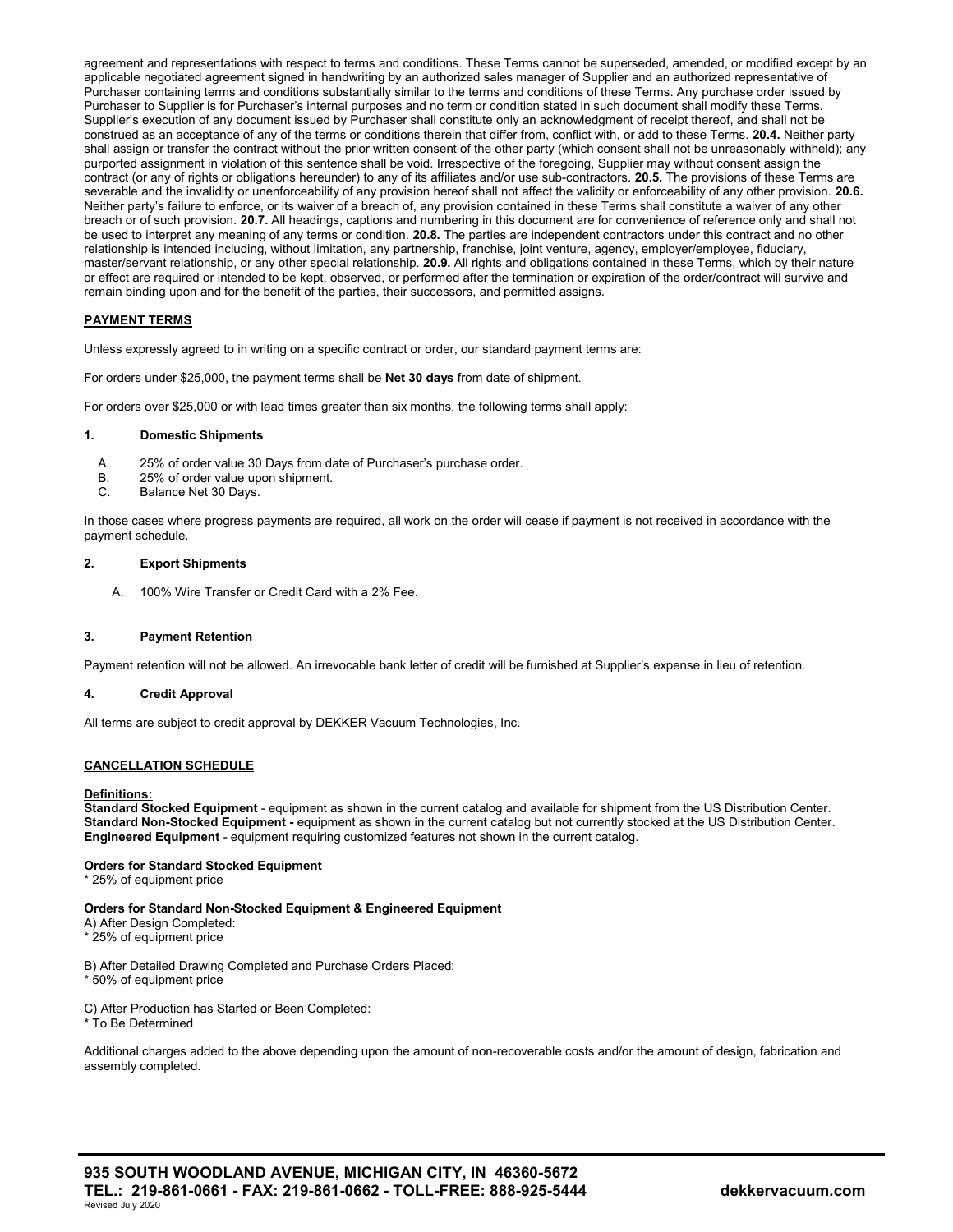agreement and representations with respect to terms and conditions. These Terms cannot be superseded, amended, or modified except by an applicable negotiated agreement signed in handwriting by an authorized sales manager of Supplier and an authorized representative of Purchaser containing terms and conditions substantially similar to the terms and conditions of these Terms. Any purchase order issued by Purchaser to Supplier is for Purchaser's internal purposes and no term or condition stated in such document shall modify these Terms. Supplier's execution of any document issued by Purchaser shall constitute only an acknowledgment of receipt thereof, and shall not be construed as an acceptance of any of the terms or conditions therein that differ from, conflict with, or add to these Terms. **20.4.** Neither party shall assign or transfer the contract without the prior written consent of the other party (which consent shall not be unreasonably withheld); any purported assignment in violation of this sentence shall be void. Irrespective of the foregoing, Supplier may without consent assign the contract (or any of rights or obligations hereunder) to any of its affiliates and/or use sub-contractors. **20.5.** The provisions of these Terms are severable and the invalidity or unenforceability of any provision hereof shall not affect the validity or enforceability of any other provision. **20.6.** Neither party's failure to enforce, or its waiver of a breach of, any provision contained in these Terms shall constitute a waiver of any other breach or of such provision. **20.7.** All headings, captions and numbering in this document are for convenience of reference only and shall not be used to interpret any meaning of any terms or condition. **20.8.** The parties are independent contractors under this contract and no other relationship is intended including, without limitation, any partnership, franchise, joint venture, agency, employer/employee, fiduciary, master/servant relationship, or any other special relationship. **20.9.** All rights and obligations contained in these Terms, which by their nature or effect are required or intended to be kept, observed, or performed after the termination or expiration of the order/contract will survive and remain binding upon and for the benefit of the parties, their successors, and permitted assigns.

## PAYMENT TERMS

Unless expressly agreed to in writing on a specific contract or order, our standard payment terms are:

For orders under $25,000, the payment terms shall be **Net 30 days** from date of shipment.

For orders over $25,000 or with lead times greater than six months, the following terms shall apply:

### 1. Domestic Shipments

A. 25% of order value 30 Days from date of Purchaser's purchase order.
B. 25% of order value upon shipment.
C. Balance Net 30 Days.

In those cases where progress payments are required, all work on the order will cease if payment is not received in accordance with the payment schedule.

### 2. Export Shipments

A. 100% Wire Transfer or Credit Card with a 2% Fee.

### 3. Payment Retention

Payment retention will not be allowed. An irrevocable bank letter of credit will be furnished at Supplier's expense in lieu of retention.

### 4. Credit Approval

All terms are subject to credit approval by DEKKER Vacuum Technologies, Inc.

## CANCELLATION SCHEDULE

**Definitions:**
**Standard Stocked Equipment** - equipment as shown in the current catalog and available for shipment from the US Distribution Center.
**Standard Non-Stocked Equipment -** equipment as shown in the current catalog but not currently stocked at the US Distribution Center.
**Engineered Equipment** - equipment requiring customized features not shown in the current catalog.

**Orders for Standard Stocked Equipment**
* 25% of equipment price

**Orders for Standard Non-Stocked Equipment & Engineered Equipment**
A) After Design Completed:
* 25% of equipment price

B) After Detailed Drawing Completed and Purchase Orders Placed:
* 50% of equipment price

C) After Production has Started or Been Completed:
* To Be Determined

Additional charges added to the above depending upon the amount of non-recoverable costs and/or the amount of design, fabrication and assembly completed.